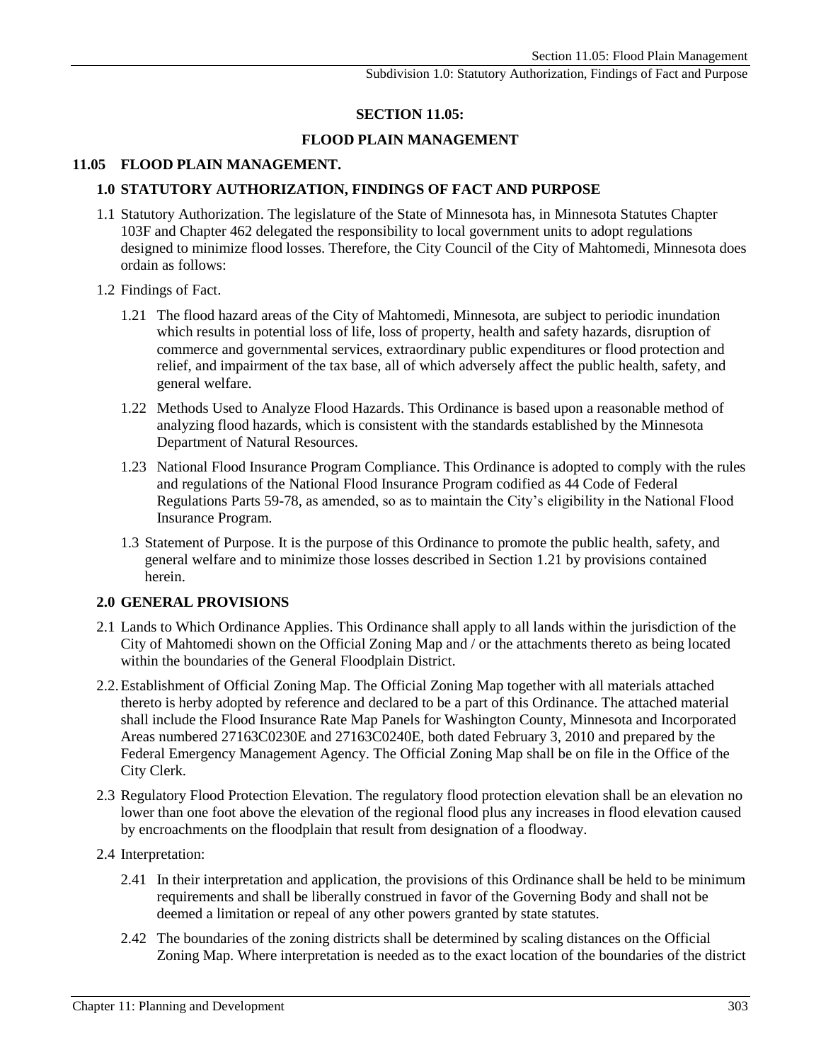# SECTION 11.05:

# FLOOD PLAIN MANAGEMENT

## 11.05 FLOOD PLAIN MANAGEMENT.

### 1.0 STATUTORY AUTHORIZATION, FINDINGS OF FACT AND PURPOSE

1.1 Statutory Authorization. The legislature of the State of Minnesota has, in Minnesota Statutes Chapter 103F and Chapter 462 delegated the responsibility to local government units to adopt regulations designed to minimize flood losses. Therefore, the City Council of the City of Mahtomedi, Minnesota does ordain as follows:

1.2 Findings of Fact.

1.21 The flood hazard areas of the City of Mahtomedi, Minnesota, are subject to periodic inundation which results in potential loss of life, loss of property, health and safety hazards, disruption of commerce and governmental services, extraordinary public expenditures or flood protection and relief, and impairment of the tax base, all of which adversely affect the public health, safety, and general welfare.

1.22 Methods Used to Analyze Flood Hazards. This Ordinance is based upon a reasonable method of analyzing flood hazards, which is consistent with the standards established by the Minnesota Department of Natural Resources.

1.23 National Flood Insurance Program Compliance. This Ordinance is adopted to comply with the rules and regulations of the National Flood Insurance Program codified as 44 Code of Federal Regulations Parts 59-78, as amended, so as to maintain the City's eligibility in the National Flood Insurance Program.

1.3 Statement of Purpose. It is the purpose of this Ordinance to promote the public health, safety, and general welfare and to minimize those losses described in Section 1.21 by provisions contained herein.

### 2.0 GENERAL PROVISIONS

2.1 Lands to Which Ordinance Applies. This Ordinance shall apply to all lands within the jurisdiction of the City of Mahtomedi shown on the Official Zoning Map and / or the attachments thereto as being located within the boundaries of the General Floodplain District.

2.2. Establishment of Official Zoning Map. The Official Zoning Map together with all materials attached thereto is herby adopted by reference and declared to be a part of this Ordinance. The attached material shall include the Flood Insurance Rate Map Panels for Washington County, Minnesota and Incorporated Areas numbered 27163C0230E and 27163C0240E, both dated February 3, 2010 and prepared by the Federal Emergency Management Agency. The Official Zoning Map shall be on file in the Office of the City Clerk.

2.3 Regulatory Flood Protection Elevation. The regulatory flood protection elevation shall be an elevation no lower than one foot above the elevation of the regional flood plus any increases in flood elevation caused by encroachments on the floodplain that result from designation of a floodway.

2.4 Interpretation:

2.41 In their interpretation and application, the provisions of this Ordinance shall be held to be minimum requirements and shall be liberally construed in favor of the Governing Body and shall not be deemed a limitation or repeal of any other powers granted by state statutes.

2.42 The boundaries of the zoning districts shall be determined by scaling distances on the Official Zoning Map. Where interpretation is needed as to the exact location of the boundaries of the district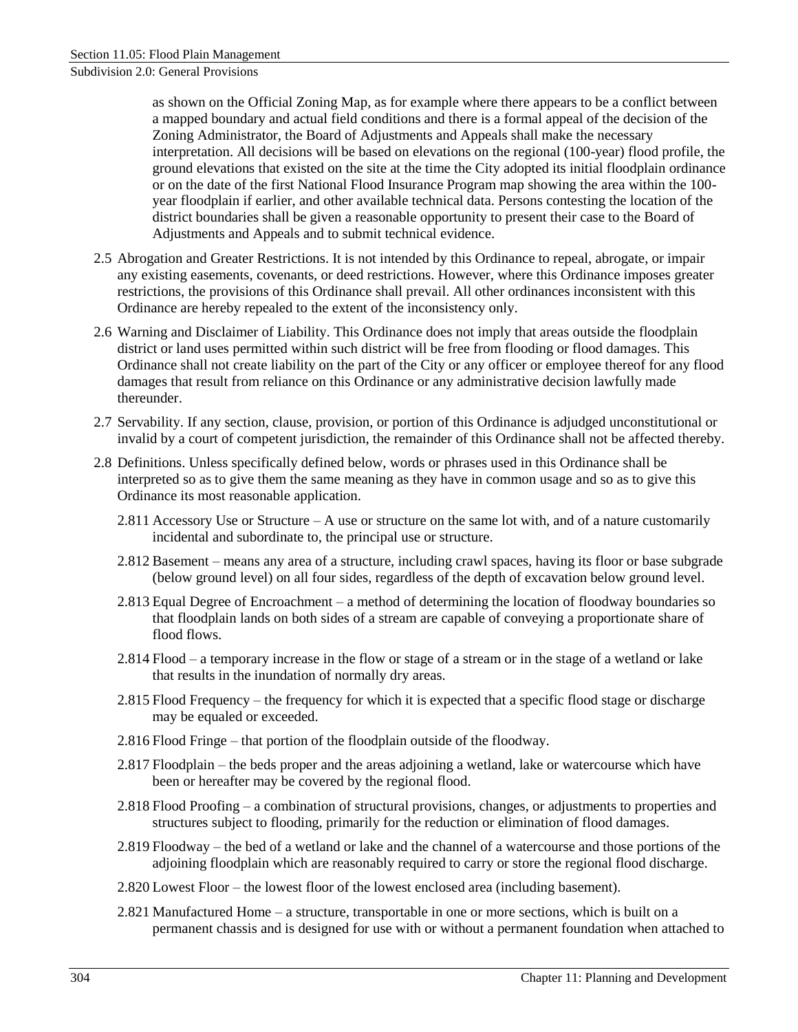as shown on the Official Zoning Map, as for example where there appears to be a conflict between a mapped boundary and actual field conditions and there is a formal appeal of the decision of the Zoning Administrator, the Board of Adjustments and Appeals shall make the necessary interpretation. All decisions will be based on elevations on the regional (100-year) flood profile, the ground elevations that existed on the site at the time the City adopted its initial floodplain ordinance or on the date of the first National Flood Insurance Program map showing the area within the 100-year floodplain if earlier, and other available technical data. Persons contesting the location of the district boundaries shall be given a reasonable opportunity to present their case to the Board of Adjustments and Appeals and to submit technical evidence.

2.5 Abrogation and Greater Restrictions. It is not intended by this Ordinance to repeal, abrogate, or impair any existing easements, covenants, or deed restrictions. However, where this Ordinance imposes greater restrictions, the provisions of this Ordinance shall prevail. All other ordinances inconsistent with this Ordinance are hereby repealed to the extent of the inconsistency only.

2.6 Warning and Disclaimer of Liability. This Ordinance does not imply that areas outside the floodplain district or land uses permitted within such district will be free from flooding or flood damages. This Ordinance shall not create liability on the part of the City or any officer or employee thereof for any flood damages that result from reliance on this Ordinance or any administrative decision lawfully made thereunder.

2.7 Servability. If any section, clause, provision, or portion of this Ordinance is adjudged unconstitutional or invalid by a court of competent jurisdiction, the remainder of this Ordinance shall not be affected thereby.

2.8 Definitions. Unless specifically defined below, words or phrases used in this Ordinance shall be interpreted so as to give them the same meaning as they have in common usage and so as to give this Ordinance its most reasonable application.

2.811 Accessory Use or Structure – A use or structure on the same lot with, and of a nature customarily incidental and subordinate to, the principal use or structure.

2.812 Basement – means any area of a structure, including crawl spaces, having its floor or base subgrade (below ground level) on all four sides, regardless of the depth of excavation below ground level.

2.813 Equal Degree of Encroachment – a method of determining the location of floodway boundaries so that floodplain lands on both sides of a stream are capable of conveying a proportionate share of flood flows.

2.814 Flood – a temporary increase in the flow or stage of a stream or in the stage of a wetland or lake that results in the inundation of normally dry areas.

2.815 Flood Frequency – the frequency for which it is expected that a specific flood stage or discharge may be equaled or exceeded.

2.816 Flood Fringe – that portion of the floodplain outside of the floodway.

2.817 Floodplain – the beds proper and the areas adjoining a wetland, lake or watercourse which have been or hereafter may be covered by the regional flood.

2.818 Flood Proofing – a combination of structural provisions, changes, or adjustments to properties and structures subject to flooding, primarily for the reduction or elimination of flood damages.

2.819 Floodway – the bed of a wetland or lake and the channel of a watercourse and those portions of the adjoining floodplain which are reasonably required to carry or store the regional flood discharge.

2.820 Lowest Floor – the lowest floor of the lowest enclosed area (including basement).

2.821 Manufactured Home – a structure, transportable in one or more sections, which is built on a permanent chassis and is designed for use with or without a permanent foundation when attached to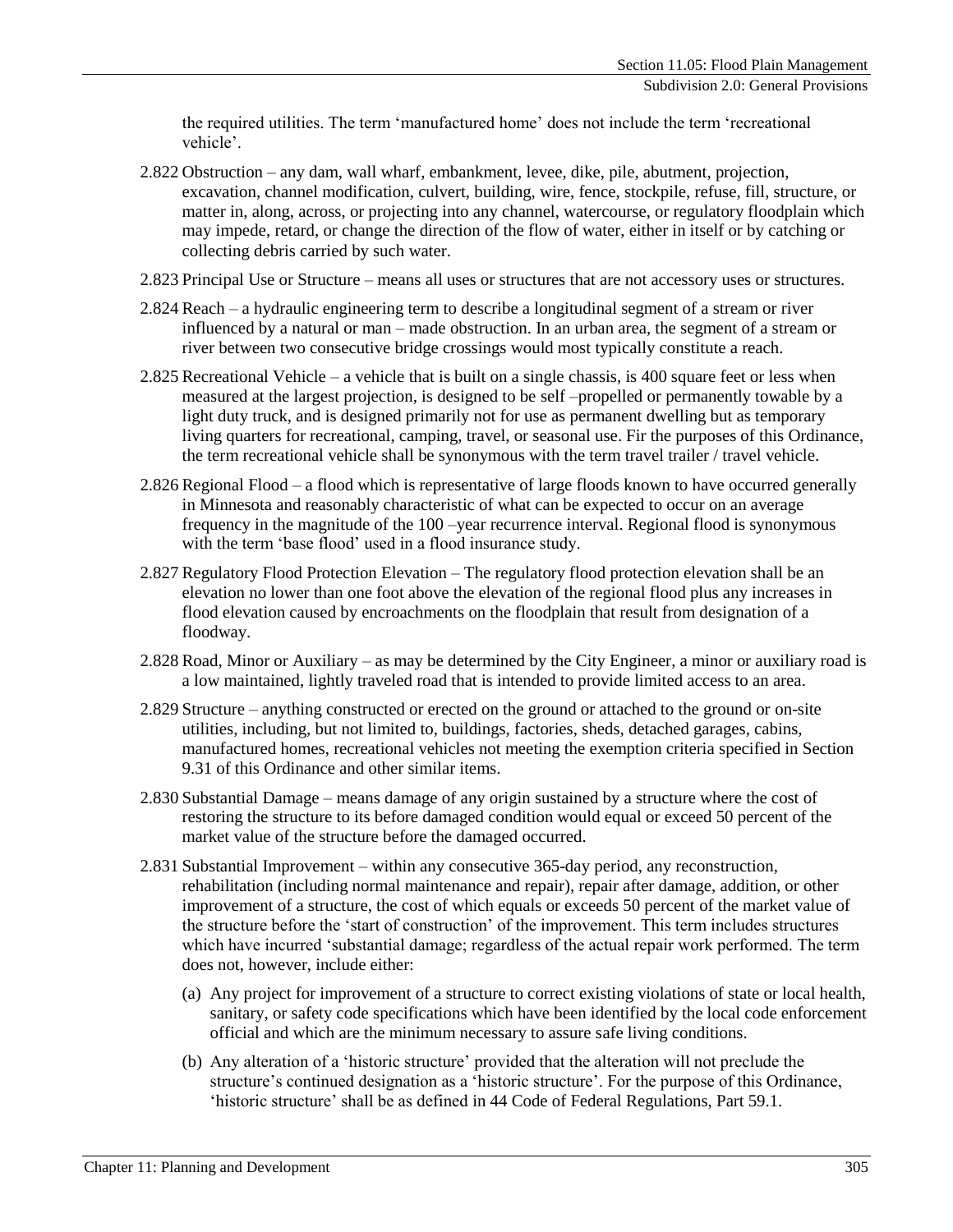the required utilities. The term 'manufactured home' does not include the term 'recreational vehicle'.

2.822 Obstruction – any dam, wall wharf, embankment, levee, dike, pile, abutment, projection, excavation, channel modification, culvert, building, wire, fence, stockpile, refuse, fill, structure, or matter in, along, across, or projecting into any channel, watercourse, or regulatory floodplain which may impede, retard, or change the direction of the flow of water, either in itself or by catching or collecting debris carried by such water.

2.823 Principal Use or Structure – means all uses or structures that are not accessory uses or structures.

2.824 Reach – a hydraulic engineering term to describe a longitudinal segment of a stream or river influenced by a natural or man – made obstruction. In an urban area, the segment of a stream or river between two consecutive bridge crossings would most typically constitute a reach.

2.825 Recreational Vehicle – a vehicle that is built on a single chassis, is 400 square feet or less when measured at the largest projection, is designed to be self –propelled or permanently towable by a light duty truck, and is designed primarily not for use as permanent dwelling but as temporary living quarters for recreational, camping, travel, or seasonal use. Fir the purposes of this Ordinance, the term recreational vehicle shall be synonymous with the term travel trailer / travel vehicle.

2.826 Regional Flood – a flood which is representative of large floods known to have occurred generally in Minnesota and reasonably characteristic of what can be expected to occur on an average frequency in the magnitude of the 100 –year recurrence interval. Regional flood is synonymous with the term 'base flood' used in a flood insurance study.

2.827 Regulatory Flood Protection Elevation – The regulatory flood protection elevation shall be an elevation no lower than one foot above the elevation of the regional flood plus any increases in flood elevation caused by encroachments on the floodplain that result from designation of a floodway.

2.828 Road, Minor or Auxiliary – as may be determined by the City Engineer, a minor or auxiliary road is a low maintained, lightly traveled road that is intended to provide limited access to an area.

2.829 Structure – anything constructed or erected on the ground or attached to the ground or on-site utilities, including, but not limited to, buildings, factories, sheds, detached garages, cabins, manufactured homes, recreational vehicles not meeting the exemption criteria specified in Section 9.31 of this Ordinance and other similar items.

2.830 Substantial Damage – means damage of any origin sustained by a structure where the cost of restoring the structure to its before damaged condition would equal or exceed 50 percent of the market value of the structure before the damaged occurred.

2.831 Substantial Improvement – within any consecutive 365-day period, any reconstruction, rehabilitation (including normal maintenance and repair), repair after damage, addition, or other improvement of a structure, the cost of which equals or exceeds 50 percent of the market value of the structure before the 'start of construction' of the improvement. This term includes structures which have incurred 'substantial damage; regardless of the actual repair work performed. The term does not, however, include either:

(a) Any project for improvement of a structure to correct existing violations of state or local health, sanitary, or safety code specifications which have been identified by the local code enforcement official and which are the minimum necessary to assure safe living conditions.

(b) Any alteration of a 'historic structure' provided that the alteration will not preclude the structure's continued designation as a 'historic structure'. For the purpose of this Ordinance, 'historic structure' shall be as defined in 44 Code of Federal Regulations, Part 59.1.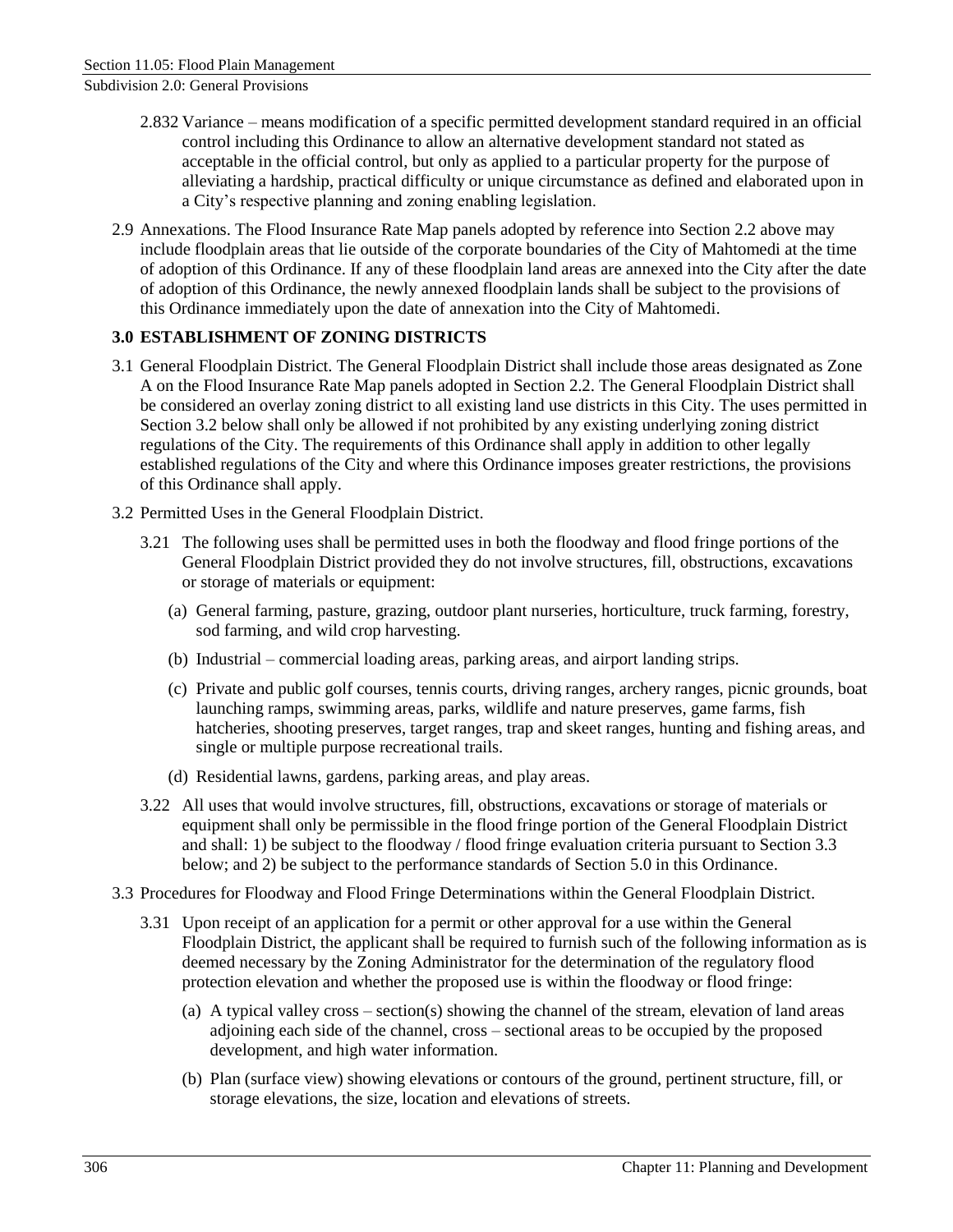2.832 Variance – means modification of a specific permitted development standard required in an official control including this Ordinance to allow an alternative development standard not stated as acceptable in the official control, but only as applied to a particular property for the purpose of alleviating a hardship, practical difficulty or unique circumstance as defined and elaborated upon in a City's respective planning and zoning enabling legislation.

2.9 Annexations. The Flood Insurance Rate Map panels adopted by reference into Section 2.2 above may include floodplain areas that lie outside of the corporate boundaries of the City of Mahtomedi at the time of adoption of this Ordinance. If any of these floodplain land areas are annexed into the City after the date of adoption of this Ordinance, the newly annexed floodplain lands shall be subject to the provisions of this Ordinance immediately upon the date of annexation into the City of Mahtomedi.

## 3.0 ESTABLISHMENT OF ZONING DISTRICTS

3.1 General Floodplain District. The General Floodplain District shall include those areas designated as Zone A on the Flood Insurance Rate Map panels adopted in Section 2.2. The General Floodplain District shall be considered an overlay zoning district to all existing land use districts in this City. The uses permitted in Section 3.2 below shall only be allowed if not prohibited by any existing underlying zoning district regulations of the City. The requirements of this Ordinance shall apply in addition to other legally established regulations of the City and where this Ordinance imposes greater restrictions, the provisions of this Ordinance shall apply.

3.2 Permitted Uses in the General Floodplain District.

3.21 The following uses shall be permitted uses in both the floodway and flood fringe portions of the General Floodplain District provided they do not involve structures, fill, obstructions, excavations or storage of materials or equipment:

(a) General farming, pasture, grazing, outdoor plant nurseries, horticulture, truck farming, forestry, sod farming, and wild crop harvesting.

(b) Industrial – commercial loading areas, parking areas, and airport landing strips.

(c) Private and public golf courses, tennis courts, driving ranges, archery ranges, picnic grounds, boat launching ramps, swimming areas, parks, wildlife and nature preserves, game farms, fish hatcheries, shooting preserves, target ranges, trap and skeet ranges, hunting and fishing areas, and single or multiple purpose recreational trails.

(d) Residential lawns, gardens, parking areas, and play areas.

3.22 All uses that would involve structures, fill, obstructions, excavations or storage of materials or equipment shall only be permissible in the flood fringe portion of the General Floodplain District and shall: 1) be subject to the floodway / flood fringe evaluation criteria pursuant to Section 3.3 below; and 2) be subject to the performance standards of Section 5.0 in this Ordinance.

3.3 Procedures for Floodway and Flood Fringe Determinations within the General Floodplain District.

3.31 Upon receipt of an application for a permit or other approval for a use within the General Floodplain District, the applicant shall be required to furnish such of the following information as is deemed necessary by the Zoning Administrator for the determination of the regulatory flood protection elevation and whether the proposed use is within the floodway or flood fringe:

(a) A typical valley cross – section(s) showing the channel of the stream, elevation of land areas adjoining each side of the channel, cross – sectional areas to be occupied by the proposed development, and high water information.

(b) Plan (surface view) showing elevations or contours of the ground, pertinent structure, fill, or storage elevations, the size, location and elevations of streets.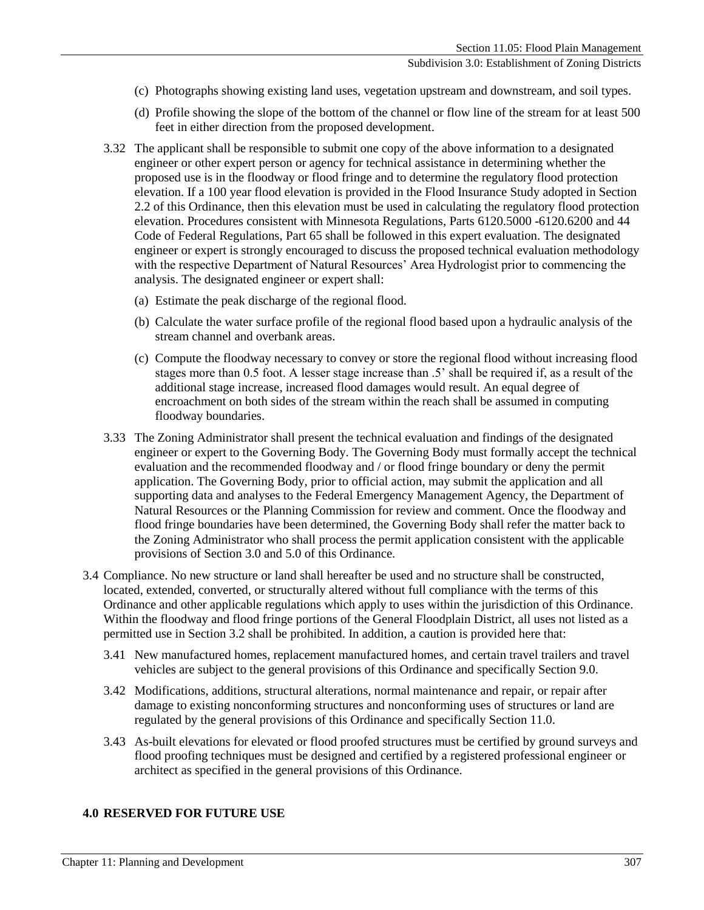(c) Photographs showing existing land uses, vegetation upstream and downstream, and soil types.

(d) Profile showing the slope of the bottom of the channel or flow line of the stream for at least 500 feet in either direction from the proposed development.

3.32 The applicant shall be responsible to submit one copy of the above information to a designated engineer or other expert person or agency for technical assistance in determining whether the proposed use is in the floodway or flood fringe and to determine the regulatory flood protection elevation. If a 100 year flood elevation is provided in the Flood Insurance Study adopted in Section 2.2 of this Ordinance, then this elevation must be used in calculating the regulatory flood protection elevation. Procedures consistent with Minnesota Regulations, Parts 6120.5000 -6120.6200 and 44 Code of Federal Regulations, Part 65 shall be followed in this expert evaluation. The designated engineer or expert is strongly encouraged to discuss the proposed technical evaluation methodology with the respective Department of Natural Resources' Area Hydrologist prior to commencing the analysis. The designated engineer or expert shall:

(a) Estimate the peak discharge of the regional flood.

(b) Calculate the water surface profile of the regional flood based upon a hydraulic analysis of the stream channel and overbank areas.

(c) Compute the floodway necessary to convey or store the regional flood without increasing flood stages more than 0.5 foot. A lesser stage increase than .5' shall be required if, as a result of the additional stage increase, increased flood damages would result. An equal degree of encroachment on both sides of the stream within the reach shall be assumed in computing floodway boundaries.

3.33 The Zoning Administrator shall present the technical evaluation and findings of the designated engineer or expert to the Governing Body. The Governing Body must formally accept the technical evaluation and the recommended floodway and / or flood fringe boundary or deny the permit application. The Governing Body, prior to official action, may submit the application and all supporting data and analyses to the Federal Emergency Management Agency, the Department of Natural Resources or the Planning Commission for review and comment. Once the floodway and flood fringe boundaries have been determined, the Governing Body shall refer the matter back to the Zoning Administrator who shall process the permit application consistent with the applicable provisions of Section 3.0 and 5.0 of this Ordinance.

3.4 Compliance. No new structure or land shall hereafter be used and no structure shall be constructed, located, extended, converted, or structurally altered without full compliance with the terms of this Ordinance and other applicable regulations which apply to uses within the jurisdiction of this Ordinance. Within the floodway and flood fringe portions of the General Floodplain District, all uses not listed as a permitted use in Section 3.2 shall be prohibited. In addition, a caution is provided here that:

3.41 New manufactured homes, replacement manufactured homes, and certain travel trailers and travel vehicles are subject to the general provisions of this Ordinance and specifically Section 9.0.

3.42 Modifications, additions, structural alterations, normal maintenance and repair, or repair after damage to existing nonconforming structures and nonconforming uses of structures or land are regulated by the general provisions of this Ordinance and specifically Section 11.0.

3.43 As-built elevations for elevated or flood proofed structures must be certified by ground surveys and flood proofing techniques must be designed and certified by a registered professional engineer or architect as specified in the general provisions of this Ordinance.

## 4.0 RESERVED FOR FUTURE USE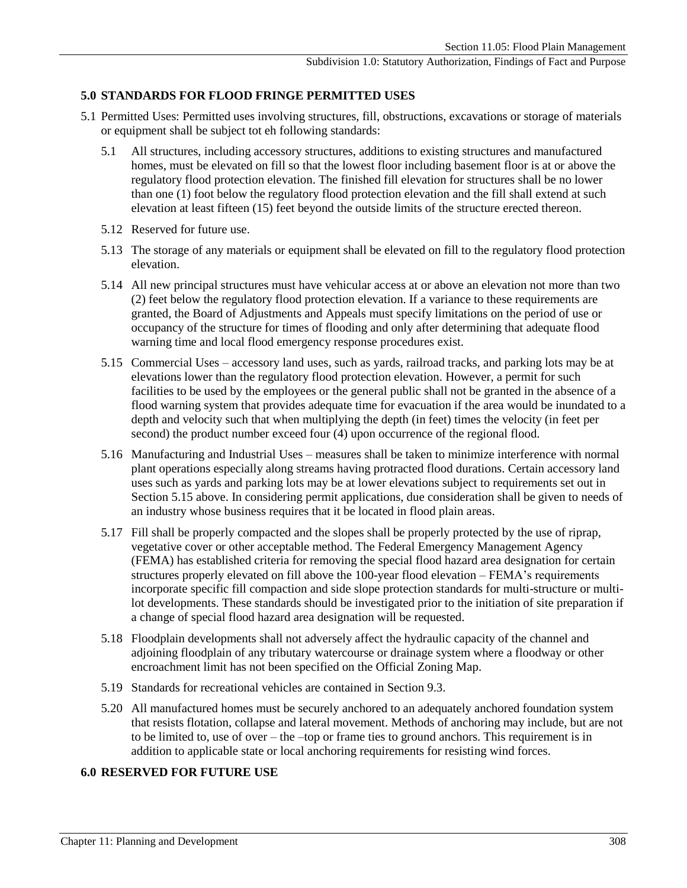## 5.0 STANDARDS FOR FLOOD FRINGE PERMITTED USES

5.1 Permitted Uses: Permitted uses involving structures, fill, obstructions, excavations or storage of materials or equipment shall be subject tot eh following standards:

- 5.1 All structures, including accessory structures, additions to existing structures and manufactured homes, must be elevated on fill so that the lowest floor including basement floor is at or above the regulatory flood protection elevation. The finished fill elevation for structures shall be no lower than one (1) foot below the regulatory flood protection elevation and the fill shall extend at such elevation at least fifteen (15) feet beyond the outside limits of the structure erected thereon.
- 5.12 Reserved for future use.
- 5.13 The storage of any materials or equipment shall be elevated on fill to the regulatory flood protection elevation.
- 5.14 All new principal structures must have vehicular access at or above an elevation not more than two (2) feet below the regulatory flood protection elevation. If a variance to these requirements are granted, the Board of Adjustments and Appeals must specify limitations on the period of use or occupancy of the structure for times of flooding and only after determining that adequate flood warning time and local flood emergency response procedures exist.
- 5.15 Commercial Uses – accessory land uses, such as yards, railroad tracks, and parking lots may be at elevations lower than the regulatory flood protection elevation. However, a permit for such facilities to be used by the employees or the general public shall not be granted in the absence of a flood warning system that provides adequate time for evacuation if the area would be inundated to a depth and velocity such that when multiplying the depth (in feet) times the velocity (in feet per second) the product number exceed four (4) upon occurrence of the regional flood.
- 5.16 Manufacturing and Industrial Uses – measures shall be taken to minimize interference with normal plant operations especially along streams having protracted flood durations. Certain accessory land uses such as yards and parking lots may be at lower elevations subject to requirements set out in Section 5.15 above. In considering permit applications, due consideration shall be given to needs of an industry whose business requires that it be located in flood plain areas.
- 5.17 Fill shall be properly compacted and the slopes shall be properly protected by the use of riprap, vegetative cover or other acceptable method. The Federal Emergency Management Agency (FEMA) has established criteria for removing the special flood hazard area designation for certain structures properly elevated on fill above the 100-year flood elevation – FEMA's requirements incorporate specific fill compaction and side slope protection standards for multi-structure or multi-lot developments. These standards should be investigated prior to the initiation of site preparation if a change of special flood hazard area designation will be requested.
- 5.18 Floodplain developments shall not adversely affect the hydraulic capacity of the channel and adjoining floodplain of any tributary watercourse or drainage system where a floodway or other encroachment limit has not been specified on the Official Zoning Map.
- 5.19 Standards for recreational vehicles are contained in Section 9.3.
- 5.20 All manufactured homes must be securely anchored to an adequately anchored foundation system that resists flotation, collapse and lateral movement. Methods of anchoring may include, but are not to be limited to, use of over – the –top or frame ties to ground anchors. This requirement is in addition to applicable state or local anchoring requirements for resisting wind forces.

## 6.0 RESERVED FOR FUTURE USE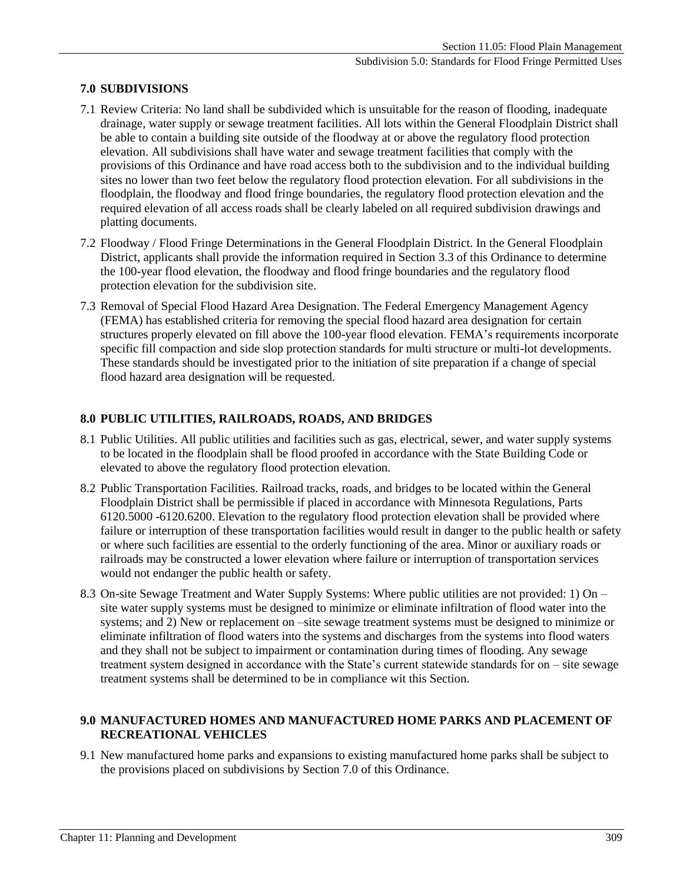## 7.0 SUBDIVISIONS

7.1 Review Criteria: No land shall be subdivided which is unsuitable for the reason of flooding, inadequate drainage, water supply or sewage treatment facilities. All lots within the General Floodplain District shall be able to contain a building site outside of the floodway at or above the regulatory flood protection elevation. All subdivisions shall have water and sewage treatment facilities that comply with the provisions of this Ordinance and have road access both to the subdivision and to the individual building sites no lower than two feet below the regulatory flood protection elevation. For all subdivisions in the floodplain, the floodway and flood fringe boundaries, the regulatory flood protection elevation and the required elevation of all access roads shall be clearly labeled on all required subdivision drawings and platting documents.

7.2 Floodway / Flood Fringe Determinations in the General Floodplain District. In the General Floodplain District, applicants shall provide the information required in Section 3.3 of this Ordinance to determine the 100-year flood elevation, the floodway and flood fringe boundaries and the regulatory flood protection elevation for the subdivision site.

7.3 Removal of Special Flood Hazard Area Designation. The Federal Emergency Management Agency (FEMA) has established criteria for removing the special flood hazard area designation for certain structures properly elevated on fill above the 100-year flood elevation. FEMA's requirements incorporate specific fill compaction and side slop protection standards for multi structure or multi-lot developments. These standards should be investigated prior to the initiation of site preparation if a change of special flood hazard area designation will be requested.

## 8.0 PUBLIC UTILITIES, RAILROADS, ROADS, AND BRIDGES

8.1 Public Utilities. All public utilities and facilities such as gas, electrical, sewer, and water supply systems to be located in the floodplain shall be flood proofed in accordance with the State Building Code or elevated to above the regulatory flood protection elevation.

8.2 Public Transportation Facilities. Railroad tracks, roads, and bridges to be located within the General Floodplain District shall be permissible if placed in accordance with Minnesota Regulations, Parts 6120.5000 -6120.6200. Elevation to the regulatory flood protection elevation shall be provided where failure or interruption of these transportation facilities would result in danger to the public health or safety or where such facilities are essential to the orderly functioning of the area. Minor or auxiliary roads or railroads may be constructed a lower elevation where failure or interruption of transportation services would not endanger the public health or safety.

8.3 On-site Sewage Treatment and Water Supply Systems: Where public utilities are not provided: 1) On – site water supply systems must be designed to minimize or eliminate infiltration of flood water into the systems; and 2) New or replacement on –site sewage treatment systems must be designed to minimize or eliminate infiltration of flood waters into the systems and discharges from the systems into flood waters and they shall not be subject to impairment or contamination during times of flooding. Any sewage treatment system designed in accordance with the State's current statewide standards for on – site sewage treatment systems shall be determined to be in compliance wit this Section.

## 9.0 MANUFACTURED HOMES AND MANUFACTURED HOME PARKS AND PLACEMENT OF RECREATIONAL VEHICLES

9.1 New manufactured home parks and expansions to existing manufactured home parks shall be subject to the provisions placed on subdivisions by Section 7.0 of this Ordinance.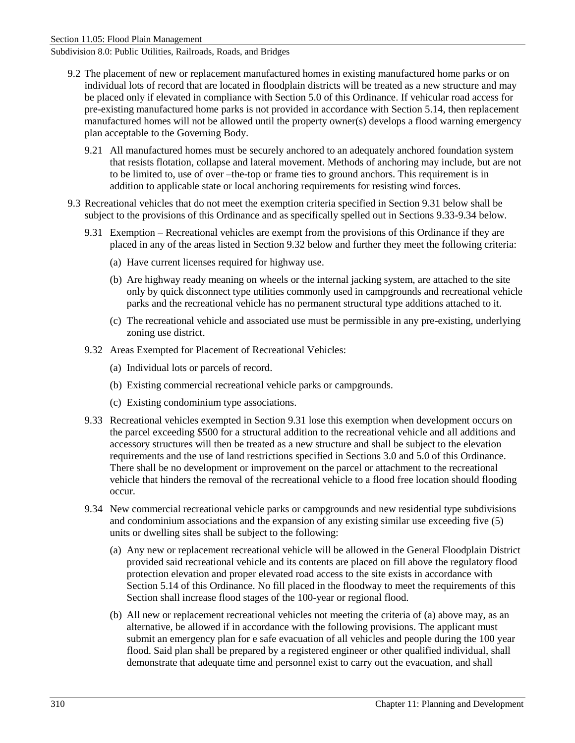9.2 The placement of new or replacement manufactured homes in existing manufactured home parks or on individual lots of record that are located in floodplain districts will be treated as a new structure and may be placed only if elevated in compliance with Section 5.0 of this Ordinance. If vehicular road access for pre-existing manufactured home parks is not provided in accordance with Section 5.14, then replacement manufactured homes will not be allowed until the property owner(s) develops a flood warning emergency plan acceptable to the Governing Body.

9.21 All manufactured homes must be securely anchored to an adequately anchored foundation system that resists flotation, collapse and lateral movement. Methods of anchoring may include, but are not to be limited to, use of over –the-top or frame ties to ground anchors. This requirement is in addition to applicable state or local anchoring requirements for resisting wind forces.

9.3 Recreational vehicles that do not meet the exemption criteria specified in Section 9.31 below shall be subject to the provisions of this Ordinance and as specifically spelled out in Sections 9.33-9.34 below.

9.31 Exemption – Recreational vehicles are exempt from the provisions of this Ordinance if they are placed in any of the areas listed in Section 9.32 below and further they meet the following criteria:

(a) Have current licenses required for highway use.

(b) Are highway ready meaning on wheels or the internal jacking system, are attached to the site only by quick disconnect type utilities commonly used in campgrounds and recreational vehicle parks and the recreational vehicle has no permanent structural type additions attached to it.

(c) The recreational vehicle and associated use must be permissible in any pre-existing, underlying zoning use district.

9.32 Areas Exempted for Placement of Recreational Vehicles:

(a) Individual lots or parcels of record.

(b) Existing commercial recreational vehicle parks or campgrounds.

(c) Existing condominium type associations.

9.33 Recreational vehicles exempted in Section 9.31 lose this exemption when development occurs on the parcel exceeding $500 for a structural addition to the recreational vehicle and all additions and accessory structures will then be treated as a new structure and shall be subject to the elevation requirements and the use of land restrictions specified in Sections 3.0 and 5.0 of this Ordinance. There shall be no development or improvement on the parcel or attachment to the recreational vehicle that hinders the removal of the recreational vehicle to a flood free location should flooding occur.

9.34 New commercial recreational vehicle parks or campgrounds and new residential type subdivisions and condominium associations and the expansion of any existing similar use exceeding five (5) units or dwelling sites shall be subject to the following:

(a) Any new or replacement recreational vehicle will be allowed in the General Floodplain District provided said recreational vehicle and its contents are placed on fill above the regulatory flood protection elevation and proper elevated road access to the site exists in accordance with Section 5.14 of this Ordinance. No fill placed in the floodway to meet the requirements of this Section shall increase flood stages of the 100-year or regional flood.

(b) All new or replacement recreational vehicles not meeting the criteria of (a) above may, as an alternative, be allowed if in accordance with the following provisions. The applicant must submit an emergency plan for e safe evacuation of all vehicles and people during the 100 year flood. Said plan shall be prepared by a registered engineer or other qualified individual, shall demonstrate that adequate time and personnel exist to carry out the evacuation, and shall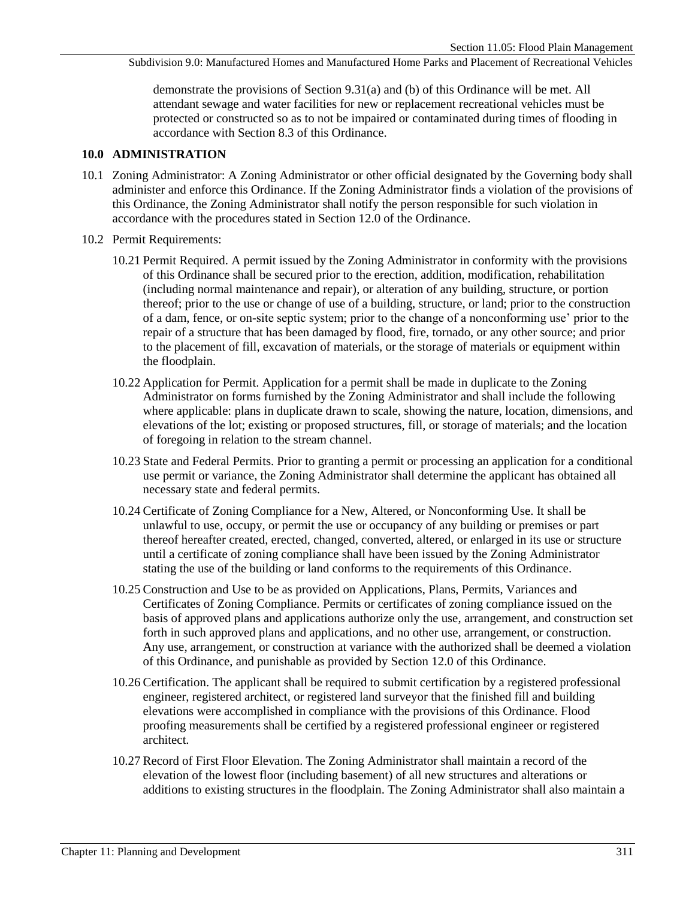demonstrate the provisions of Section 9.31(a) and (b) of this Ordinance will be met. All attendant sewage and water facilities for new or replacement recreational vehicles must be protected or constructed so as to not be impaired or contaminated during times of flooding in accordance with Section 8.3 of this Ordinance.

## 10.0 ADMINISTRATION

10.1 Zoning Administrator: A Zoning Administrator or other official designated by the Governing body shall administer and enforce this Ordinance. If the Zoning Administrator finds a violation of the provisions of this Ordinance, the Zoning Administrator shall notify the person responsible for such violation in accordance with the procedures stated in Section 12.0 of the Ordinance.

10.2 Permit Requirements:

10.21 Permit Required. A permit issued by the Zoning Administrator in conformity with the provisions of this Ordinance shall be secured prior to the erection, addition, modification, rehabilitation (including normal maintenance and repair), or alteration of any building, structure, or portion thereof; prior to the use or change of use of a building, structure, or land; prior to the construction of a dam, fence, or on-site septic system; prior to the change of a nonconforming use' prior to the repair of a structure that has been damaged by flood, fire, tornado, or any other source; and prior to the placement of fill, excavation of materials, or the storage of materials or equipment within the floodplain.

10.22 Application for Permit. Application for a permit shall be made in duplicate to the Zoning Administrator on forms furnished by the Zoning Administrator and shall include the following where applicable: plans in duplicate drawn to scale, showing the nature, location, dimensions, and elevations of the lot; existing or proposed structures, fill, or storage of materials; and the location of foregoing in relation to the stream channel.

10.23 State and Federal Permits. Prior to granting a permit or processing an application for a conditional use permit or variance, the Zoning Administrator shall determine the applicant has obtained all necessary state and federal permits.

10.24 Certificate of Zoning Compliance for a New, Altered, or Nonconforming Use. It shall be unlawful to use, occupy, or permit the use or occupancy of any building or premises or part thereof hereafter created, erected, changed, converted, altered, or enlarged in its use or structure until a certificate of zoning compliance shall have been issued by the Zoning Administrator stating the use of the building or land conforms to the requirements of this Ordinance.

10.25 Construction and Use to be as provided on Applications, Plans, Permits, Variances and Certificates of Zoning Compliance. Permits or certificates of zoning compliance issued on the basis of approved plans and applications authorize only the use, arrangement, and construction set forth in such approved plans and applications, and no other use, arrangement, or construction. Any use, arrangement, or construction at variance with the authorized shall be deemed a violation of this Ordinance, and punishable as provided by Section 12.0 of this Ordinance.

10.26 Certification. The applicant shall be required to submit certification by a registered professional engineer, registered architect, or registered land surveyor that the finished fill and building elevations were accomplished in compliance with the provisions of this Ordinance. Flood proofing measurements shall be certified by a registered professional engineer or registered architect.

10.27 Record of First Floor Elevation. The Zoning Administrator shall maintain a record of the elevation of the lowest floor (including basement) of all new structures and alterations or additions to existing structures in the floodplain. The Zoning Administrator shall also maintain a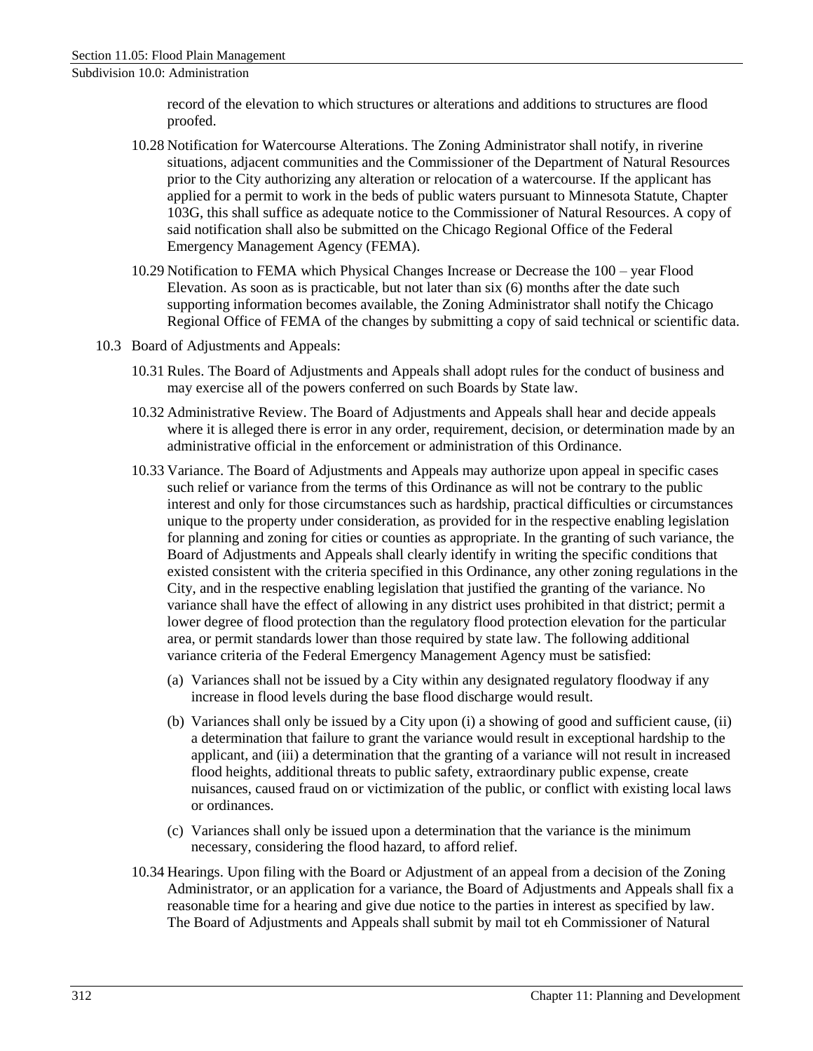record of the elevation to which structures or alterations and additions to structures are flood proofed.

10.28 Notification for Watercourse Alterations. The Zoning Administrator shall notify, in riverine situations, adjacent communities and the Commissioner of the Department of Natural Resources prior to the City authorizing any alteration or relocation of a watercourse. If the applicant has applied for a permit to work in the beds of public waters pursuant to Minnesota Statute, Chapter 103G, this shall suffice as adequate notice to the Commissioner of Natural Resources. A copy of said notification shall also be submitted on the Chicago Regional Office of the Federal Emergency Management Agency (FEMA).

10.29 Notification to FEMA which Physical Changes Increase or Decrease the 100 – year Flood Elevation. As soon as is practicable, but not later than six (6) months after the date such supporting information becomes available, the Zoning Administrator shall notify the Chicago Regional Office of FEMA of the changes by submitting a copy of said technical or scientific data.

10.3 Board of Adjustments and Appeals:

10.31 Rules. The Board of Adjustments and Appeals shall adopt rules for the conduct of business and may exercise all of the powers conferred on such Boards by State law.

10.32 Administrative Review. The Board of Adjustments and Appeals shall hear and decide appeals where it is alleged there is error in any order, requirement, decision, or determination made by an administrative official in the enforcement or administration of this Ordinance.

10.33 Variance. The Board of Adjustments and Appeals may authorize upon appeal in specific cases such relief or variance from the terms of this Ordinance as will not be contrary to the public interest and only for those circumstances such as hardship, practical difficulties or circumstances unique to the property under consideration, as provided for in the respective enabling legislation for planning and zoning for cities or counties as appropriate. In the granting of such variance, the Board of Adjustments and Appeals shall clearly identify in writing the specific conditions that existed consistent with the criteria specified in this Ordinance, any other zoning regulations in the City, and in the respective enabling legislation that justified the granting of the variance. No variance shall have the effect of allowing in any district uses prohibited in that district; permit a lower degree of flood protection than the regulatory flood protection elevation for the particular area, or permit standards lower than those required by state law. The following additional variance criteria of the Federal Emergency Management Agency must be satisfied:

(a) Variances shall not be issued by a City within any designated regulatory floodway if any increase in flood levels during the base flood discharge would result.

(b) Variances shall only be issued by a City upon (i) a showing of good and sufficient cause, (ii) a determination that failure to grant the variance would result in exceptional hardship to the applicant, and (iii) a determination that the granting of a variance will not result in increased flood heights, additional threats to public safety, extraordinary public expense, create nuisances, caused fraud on or victimization of the public, or conflict with existing local laws or ordinances.

(c) Variances shall only be issued upon a determination that the variance is the minimum necessary, considering the flood hazard, to afford relief.

10.34 Hearings. Upon filing with the Board or Adjustment of an appeal from a decision of the Zoning Administrator, or an application for a variance, the Board of Adjustments and Appeals shall fix a reasonable time for a hearing and give due notice to the parties in interest as specified by law. The Board of Adjustments and Appeals shall submit by mail tot eh Commissioner of Natural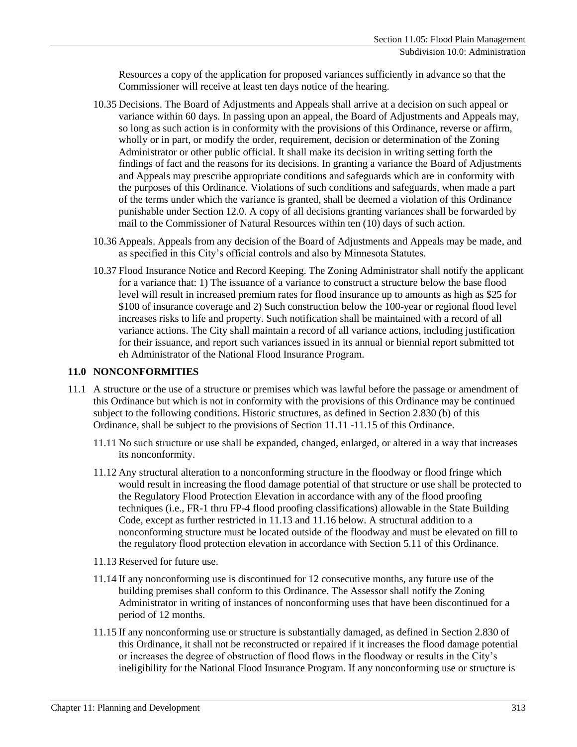Resources a copy of the application for proposed variances sufficiently in advance so that the Commissioner will receive at least ten days notice of the hearing.

10.35 Decisions. The Board of Adjustments and Appeals shall arrive at a decision on such appeal or variance within 60 days. In passing upon an appeal, the Board of Adjustments and Appeals may, so long as such action is in conformity with the provisions of this Ordinance, reverse or affirm, wholly or in part, or modify the order, requirement, decision or determination of the Zoning Administrator or other public official. It shall make its decision in writing setting forth the findings of fact and the reasons for its decisions. In granting a variance the Board of Adjustments and Appeals may prescribe appropriate conditions and safeguards which are in conformity with the purposes of this Ordinance. Violations of such conditions and safeguards, when made a part of the terms under which the variance is granted, shall be deemed a violation of this Ordinance punishable under Section 12.0. A copy of all decisions granting variances shall be forwarded by mail to the Commissioner of Natural Resources within ten (10) days of such action.

10.36 Appeals. Appeals from any decision of the Board of Adjustments and Appeals may be made, and as specified in this City's official controls and also by Minnesota Statutes.

10.37 Flood Insurance Notice and Record Keeping. The Zoning Administrator shall notify the applicant for a variance that: 1) The issuance of a variance to construct a structure below the base flood level will result in increased premium rates for flood insurance up to amounts as high as $25 for $100 of insurance coverage and 2) Such construction below the 100-year or regional flood level increases risks to life and property. Such notification shall be maintained with a record of all variance actions. The City shall maintain a record of all variance actions, including justification for their issuance, and report such variances issued in its annual or biennial report submitted tot eh Administrator of the National Flood Insurance Program.

## 11.0 NONCONFORMITIES

11.1 A structure or the use of a structure or premises which was lawful before the passage or amendment of this Ordinance but which is not in conformity with the provisions of this Ordinance may be continued subject to the following conditions. Historic structures, as defined in Section 2.830 (b) of this Ordinance, shall be subject to the provisions of Section 11.11 -11.15 of this Ordinance.

11.11 No such structure or use shall be expanded, changed, enlarged, or altered in a way that increases its nonconformity.

11.12 Any structural alteration to a nonconforming structure in the floodway or flood fringe which would result in increasing the flood damage potential of that structure or use shall be protected to the Regulatory Flood Protection Elevation in accordance with any of the flood proofing techniques (i.e., FR-1 thru FP-4 flood proofing classifications) allowable in the State Building Code, except as further restricted in 11.13 and 11.16 below. A structural addition to a nonconforming structure must be located outside of the floodway and must be elevated on fill to the regulatory flood protection elevation in accordance with Section 5.11 of this Ordinance.

11.13 Reserved for future use.

11.14 If any nonconforming use is discontinued for 12 consecutive months, any future use of the building premises shall conform to this Ordinance. The Assessor shall notify the Zoning Administrator in writing of instances of nonconforming uses that have been discontinued for a period of 12 months.

11.15 If any nonconforming use or structure is substantially damaged, as defined in Section 2.830 of this Ordinance, it shall not be reconstructed or repaired if it increases the flood damage potential or increases the degree of obstruction of flood flows in the floodway or results in the City's ineligibility for the National Flood Insurance Program. If any nonconforming use or structure is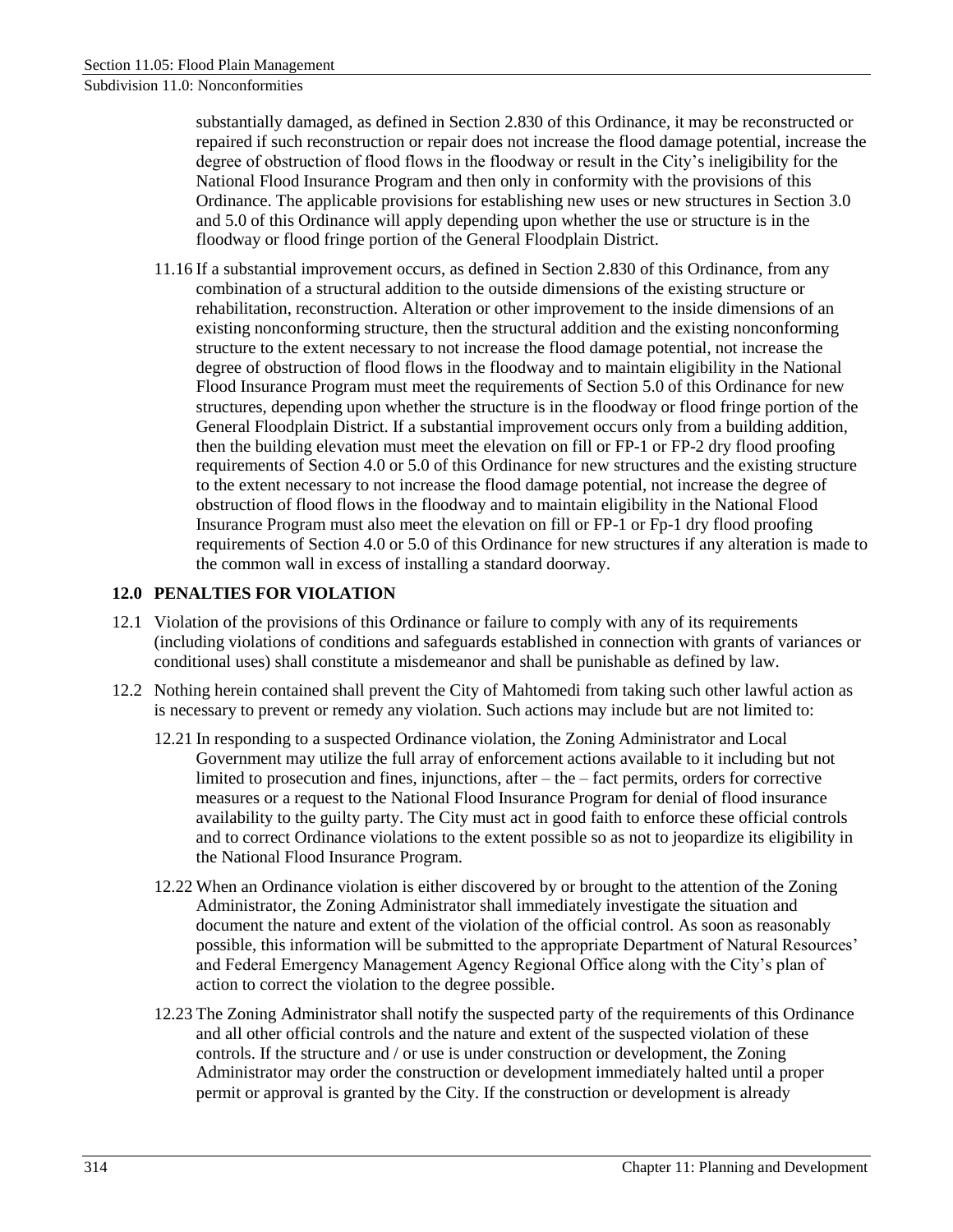substantially damaged, as defined in Section 2.830 of this Ordinance, it may be reconstructed or repaired if such reconstruction or repair does not increase the flood damage potential, increase the degree of obstruction of flood flows in the floodway or result in the City's ineligibility for the National Flood Insurance Program and then only in conformity with the provisions of this Ordinance. The applicable provisions for establishing new uses or new structures in Section 3.0 and 5.0 of this Ordinance will apply depending upon whether the use or structure is in the floodway or flood fringe portion of the General Floodplain District.

11.16 If a substantial improvement occurs, as defined in Section 2.830 of this Ordinance, from any combination of a structural addition to the outside dimensions of the existing structure or rehabilitation, reconstruction. Alteration or other improvement to the inside dimensions of an existing nonconforming structure, then the structural addition and the existing nonconforming structure to the extent necessary to not increase the flood damage potential, not increase the degree of obstruction of flood flows in the floodway and to maintain eligibility in the National Flood Insurance Program must meet the requirements of Section 5.0 of this Ordinance for new structures, depending upon whether the structure is in the floodway or flood fringe portion of the General Floodplain District. If a substantial improvement occurs only from a building addition, then the building elevation must meet the elevation on fill or FP-1 or FP-2 dry flood proofing requirements of Section 4.0 or 5.0 of this Ordinance for new structures and the existing structure to the extent necessary to not increase the flood damage potential, not increase the degree of obstruction of flood flows in the floodway and to maintain eligibility in the National Flood Insurance Program must also meet the elevation on fill or FP-1 or Fp-1 dry flood proofing requirements of Section 4.0 or 5.0 of this Ordinance for new structures if any alteration is made to the common wall in excess of installing a standard doorway.

## 12.0 PENALTIES FOR VIOLATION

12.1 Violation of the provisions of this Ordinance or failure to comply with any of its requirements (including violations of conditions and safeguards established in connection with grants of variances or conditional uses) shall constitute a misdemeanor and shall be punishable as defined by law.

12.2 Nothing herein contained shall prevent the City of Mahtomedi from taking such other lawful action as is necessary to prevent or remedy any violation. Such actions may include but are not limited to:

12.21 In responding to a suspected Ordinance violation, the Zoning Administrator and Local Government may utilize the full array of enforcement actions available to it including but not limited to prosecution and fines, injunctions, after – the – fact permits, orders for corrective measures or a request to the National Flood Insurance Program for denial of flood insurance availability to the guilty party. The City must act in good faith to enforce these official controls and to correct Ordinance violations to the extent possible so as not to jeopardize its eligibility in the National Flood Insurance Program.

12.22 When an Ordinance violation is either discovered by or brought to the attention of the Zoning Administrator, the Zoning Administrator shall immediately investigate the situation and document the nature and extent of the violation of the official control. As soon as reasonably possible, this information will be submitted to the appropriate Department of Natural Resources' and Federal Emergency Management Agency Regional Office along with the City's plan of action to correct the violation to the degree possible.

12.23 The Zoning Administrator shall notify the suspected party of the requirements of this Ordinance and all other official controls and the nature and extent of the suspected violation of these controls. If the structure and / or use is under construction or development, the Zoning Administrator may order the construction or development immediately halted until a proper permit or approval is granted by the City. If the construction or development is already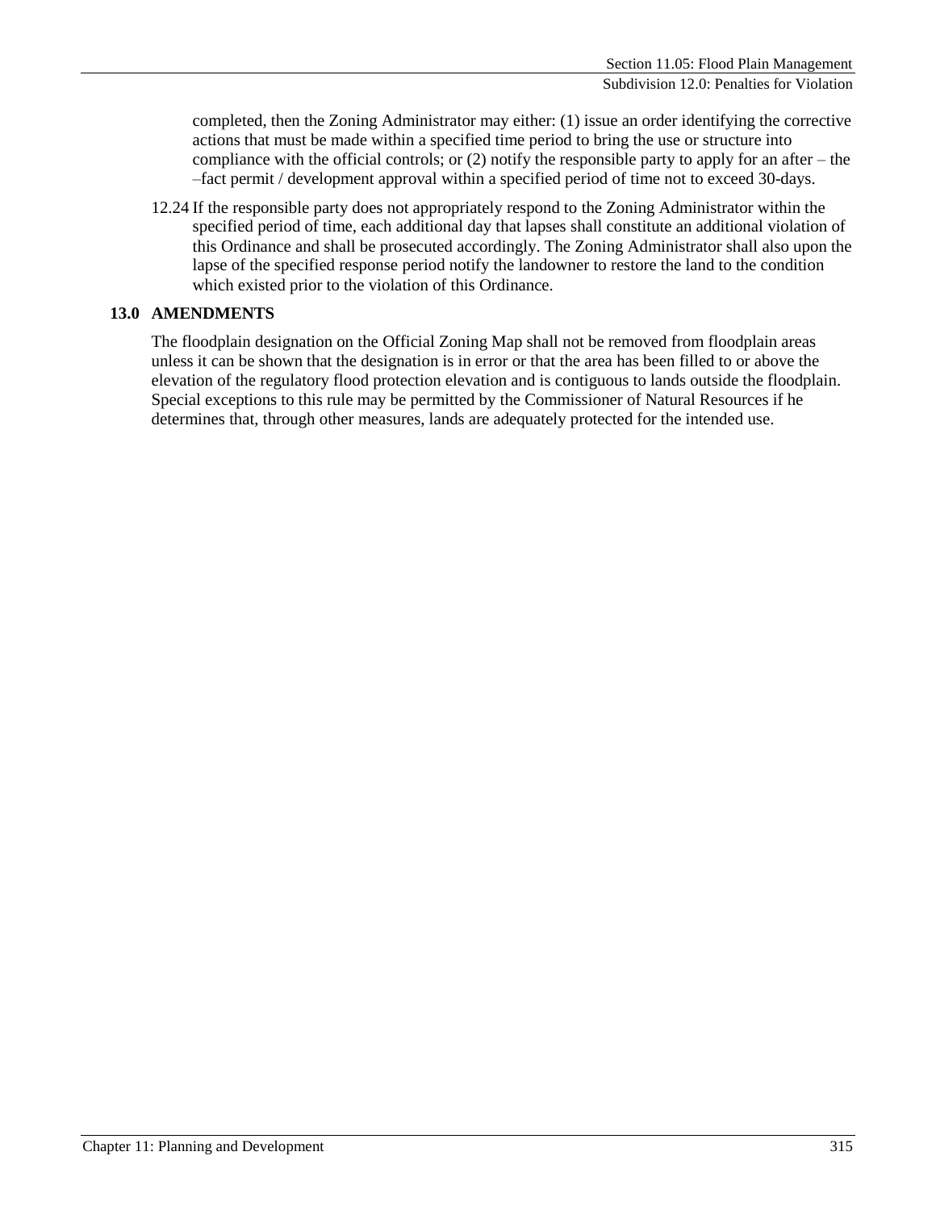completed, then the Zoning Administrator may either: (1) issue an order identifying the corrective actions that must be made within a specified time period to bring the use or structure into compliance with the official controls; or (2) notify the responsible party to apply for an after – the –fact permit / development approval within a specified period of time not to exceed 30-days.

12.24 If the responsible party does not appropriately respond to the Zoning Administrator within the specified period of time, each additional day that lapses shall constitute an additional violation of this Ordinance and shall be prosecuted accordingly. The Zoning Administrator shall also upon the lapse of the specified response period notify the landowner to restore the land to the condition which existed prior to the violation of this Ordinance.

## 13.0 AMENDMENTS

The floodplain designation on the Official Zoning Map shall not be removed from floodplain areas unless it can be shown that the designation is in error or that the area has been filled to or above the elevation of the regulatory flood protection elevation and is contiguous to lands outside the floodplain. Special exceptions to this rule may be permitted by the Commissioner of Natural Resources if he determines that, through other measures, lands are adequately protected for the intended use.